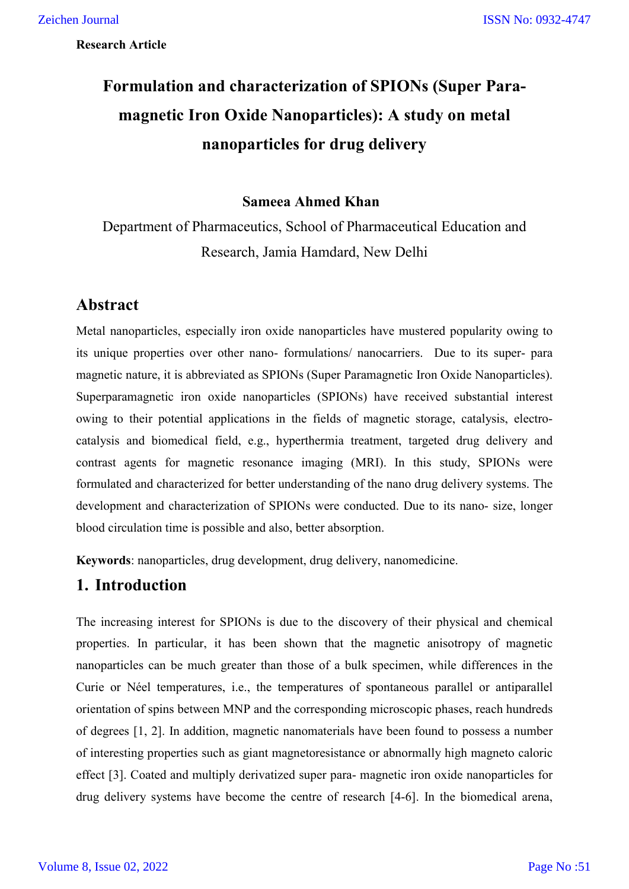**Research Article**

# Formulation and characterization of SPIONs (Super Para-magnetic Iron Oxide Nanoparticles): A study on metal nanoparticles for drug delivery

**Sameea Ahmed Khan**

Department of Pharmaceutics, School of Pharmaceutical Education and Research, Jamia Hamdard, New Delhi

## Abstract

Metal nanoparticles, especially iron oxide nanoparticles have mustered popularity owing to its unique properties over other nano- formulations/ nanocarriers. Due to its super- para magnetic nature, it is abbreviated as SPIONs (Super Paramagnetic Iron Oxide Nanoparticles). Superparamagnetic iron oxide nanoparticles (SPIONs) have received substantial interest owing to their potential applications in the fields of magnetic storage, catalysis, electro-catalysis and biomedical field, e.g., hyperthermia treatment, targeted drug delivery and contrast agents for magnetic resonance imaging (MRI). In this study, SPIONs were formulated and characterized for better understanding of the nano drug delivery systems. The development and characterization of SPIONs were conducted. Due to its nano- size, longer blood circulation time is possible and also, better absorption.

**Keywords**: nanoparticles, drug development, drug delivery, nanomedicine.

## 1. Introduction

The increasing interest for SPIONs is due to the discovery of their physical and chemical properties. In particular, it has been shown that the magnetic anisotropy of magnetic nanoparticles can be much greater than those of a bulk specimen, while differences in the Curie or Néel temperatures, i.e., the temperatures of spontaneous parallel or antiparallel orientation of spins between MNP and the corresponding microscopic phases, reach hundreds of degrees [1, 2]. In addition, magnetic nanomaterials have been found to possess a number of interesting properties such as giant magnetoresistance or abnormally high magneto caloric effect [3]. Coated and multiply derivatized super para- magnetic iron oxide nanoparticles for drug delivery systems have become the centre of research [4-6]. In the biomedical arena,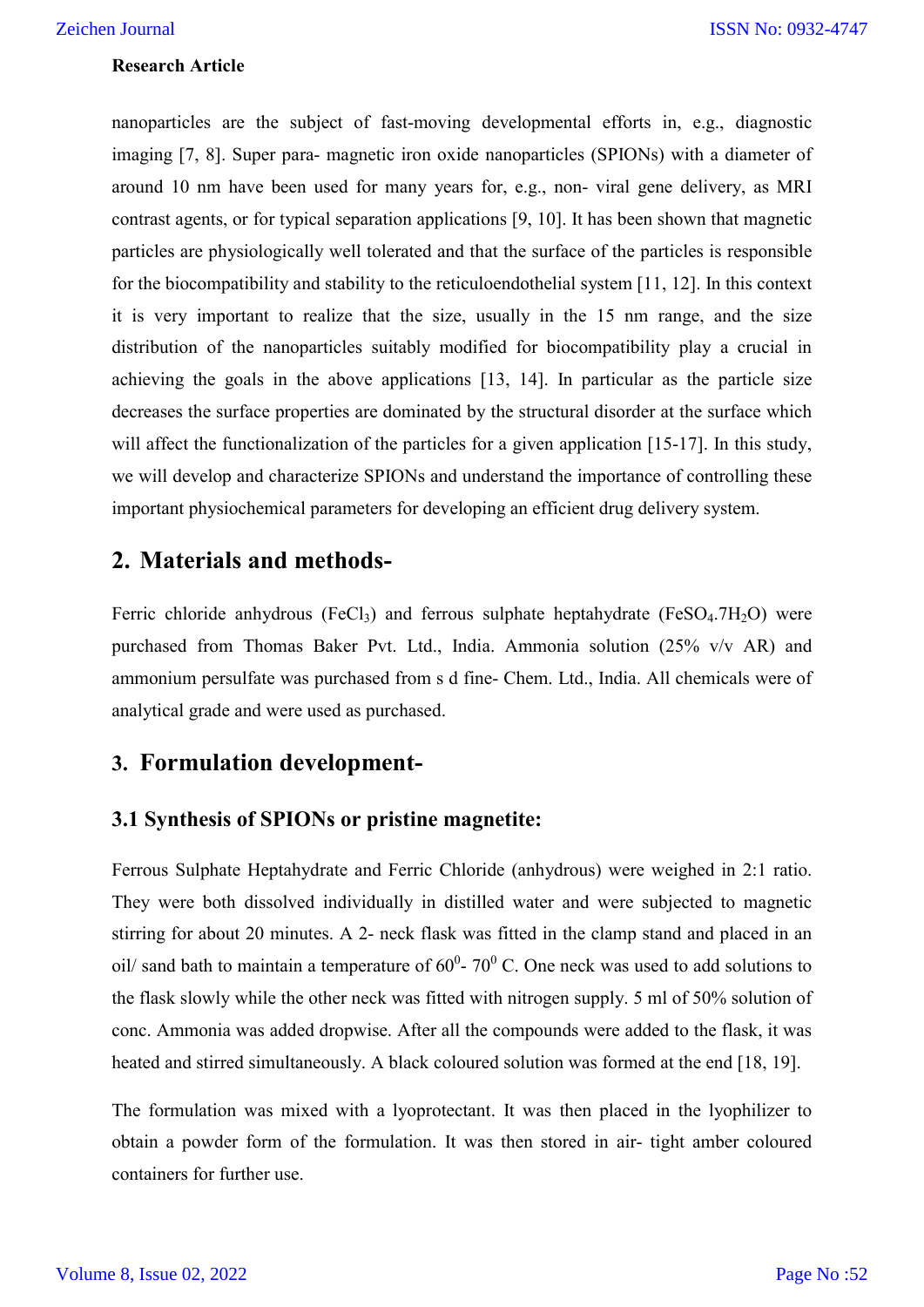**Research Article**

nanoparticles are the subject of fast-moving developmental efforts in, e.g., diagnostic imaging [7, 8]. Super para- magnetic iron oxide nanoparticles (SPIONs) with a diameter of around 10 nm have been used for many years for, e.g., non- viral gene delivery, as MRI contrast agents, or for typical separation applications [9, 10]. It has been shown that magnetic particles are physiologically well tolerated and that the surface of the particles is responsible for the biocompatibility and stability to the reticuloendothelial system [11, 12]. In this context it is very important to realize that the size, usually in the 15 nm range, and the size distribution of the nanoparticles suitably modified for biocompatibility play a crucial in achieving the goals in the above applications [13, 14]. In particular as the particle size decreases the surface properties are dominated by the structural disorder at the surface which will affect the functionalization of the particles for a given application [15-17]. In this study, we will develop and characterize SPIONs and understand the importance of controlling these important physiochemical parameters for developing an efficient drug delivery system.

## 2. Materials and methods-

Ferric chloride anhydrous ($FeCl_3$) and ferrous sulphate heptahydrate ($FeSO_4.7H_2O$) were purchased from Thomas Baker Pvt. Ltd., India. Ammonia solution (25% v/v AR) and ammonium persulfate was purchased from s d fine- Chem. Ltd., India. All chemicals were of analytical grade and were used as purchased.

## 3. Formulation development-

### 3.1 Synthesis of SPIONs or pristine magnetite:

Ferrous Sulphate Heptahydrate and Ferric Chloride (anhydrous) were weighed in 2:1 ratio. They were both dissolved individually in distilled water and were subjected to magnetic stirring for about 20 minutes. A 2- neck flask was fitted in the clamp stand and placed in an oil/ sand bath to maintain a temperature of $60^0$- $70^0$ C. One neck was used to add solutions to the flask slowly while the other neck was fitted with nitrogen supply. 5 ml of 50% solution of conc. Ammonia was added dropwise. After all the compounds were added to the flask, it was heated and stirred simultaneously. A black coloured solution was formed at the end [18, 19].

The formulation was mixed with a lyoprotectant. It was then placed in the lyophilizer to obtain a powder form of the formulation. It was then stored in air- tight amber coloured containers for further use.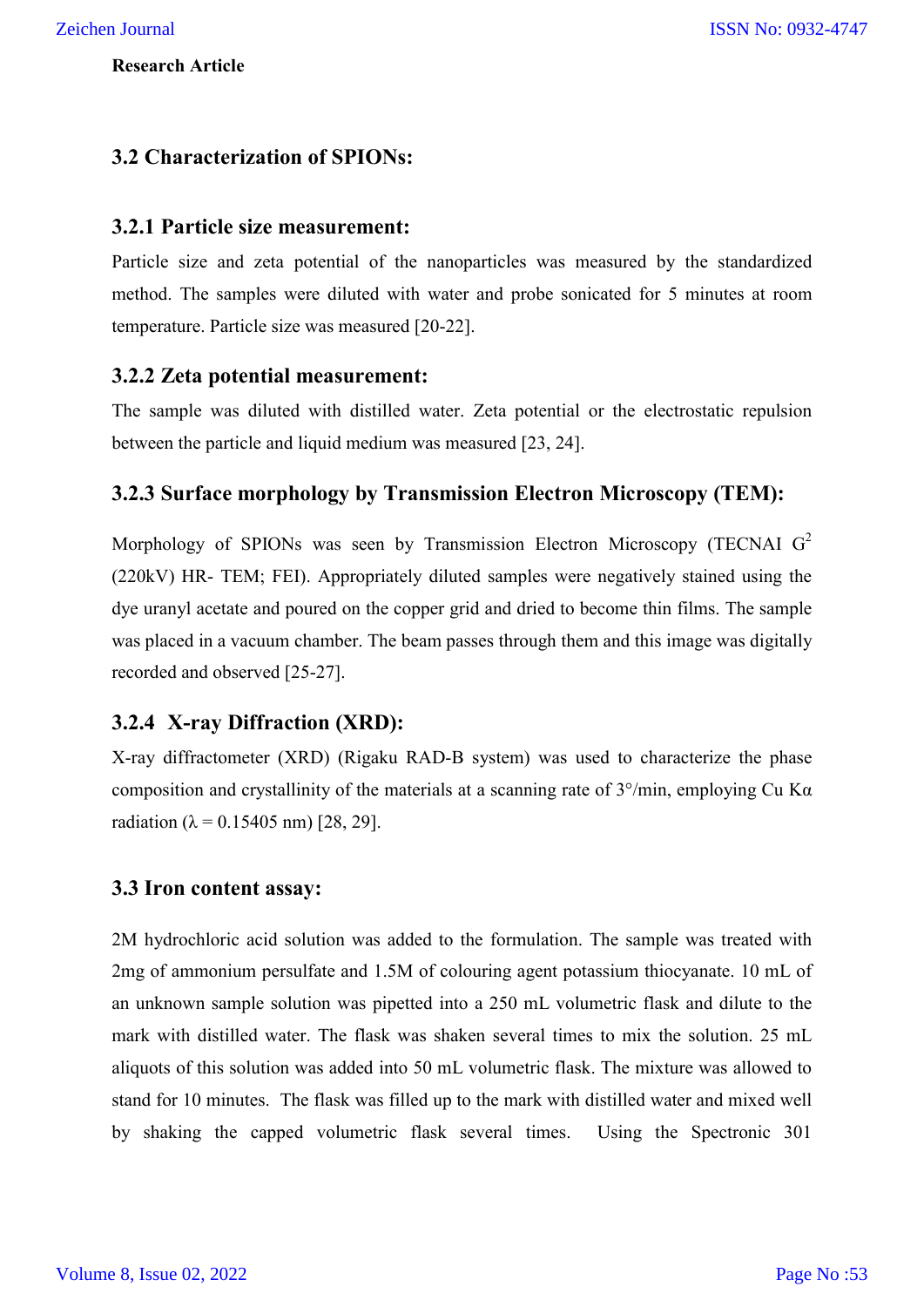**Research Article**

## 3.2 Characterization of SPIONs:

### 3.2.1 Particle size measurement:

Particle size and zeta potential of the nanoparticles was measured by the standardized method. The samples were diluted with water and probe sonicated for 5 minutes at room temperature. Particle size was measured [20-22].

### 3.2.2 Zeta potential measurement:

The sample was diluted with distilled water. Zeta potential or the electrostatic repulsion between the particle and liquid medium was measured [23, 24].

### 3.2.3 Surface morphology by Transmission Electron Microscopy (TEM):

Morphology of SPIONs was seen by Transmission Electron Microscopy (TECNAI $G^2$ (220kV) HR- TEM; FEI). Appropriately diluted samples were negatively stained using the dye uranyl acetate and poured on the copper grid and dried to become thin films. The sample was placed in a vacuum chamber. The beam passes through them and this image was digitally recorded and observed [25-27].

### 3.2.4 X-ray Diffraction (XRD):

X-ray diffractometer (XRD) (Rigaku RAD-B system) was used to characterize the phase composition and crystallinity of the materials at a scanning rate of 3°/min, employing Cu Kα radiation (λ = 0.15405 nm) [28, 29].

## 3.3 Iron content assay:

2M hydrochloric acid solution was added to the formulation. The sample was treated with 2mg of ammonium persulfate and 1.5M of colouring agent potassium thiocyanate. 10 mL of an unknown sample solution was pipetted into a 250 mL volumetric flask and dilute to the mark with distilled water. The flask was shaken several times to mix the solution. 25 mL aliquots of this solution was added into 50 mL volumetric flask. The mixture was allowed to stand for 10 minutes. The flask was filled up to the mark with distilled water and mixed well by shaking the capped volumetric flask several times. Using the Spectronic 301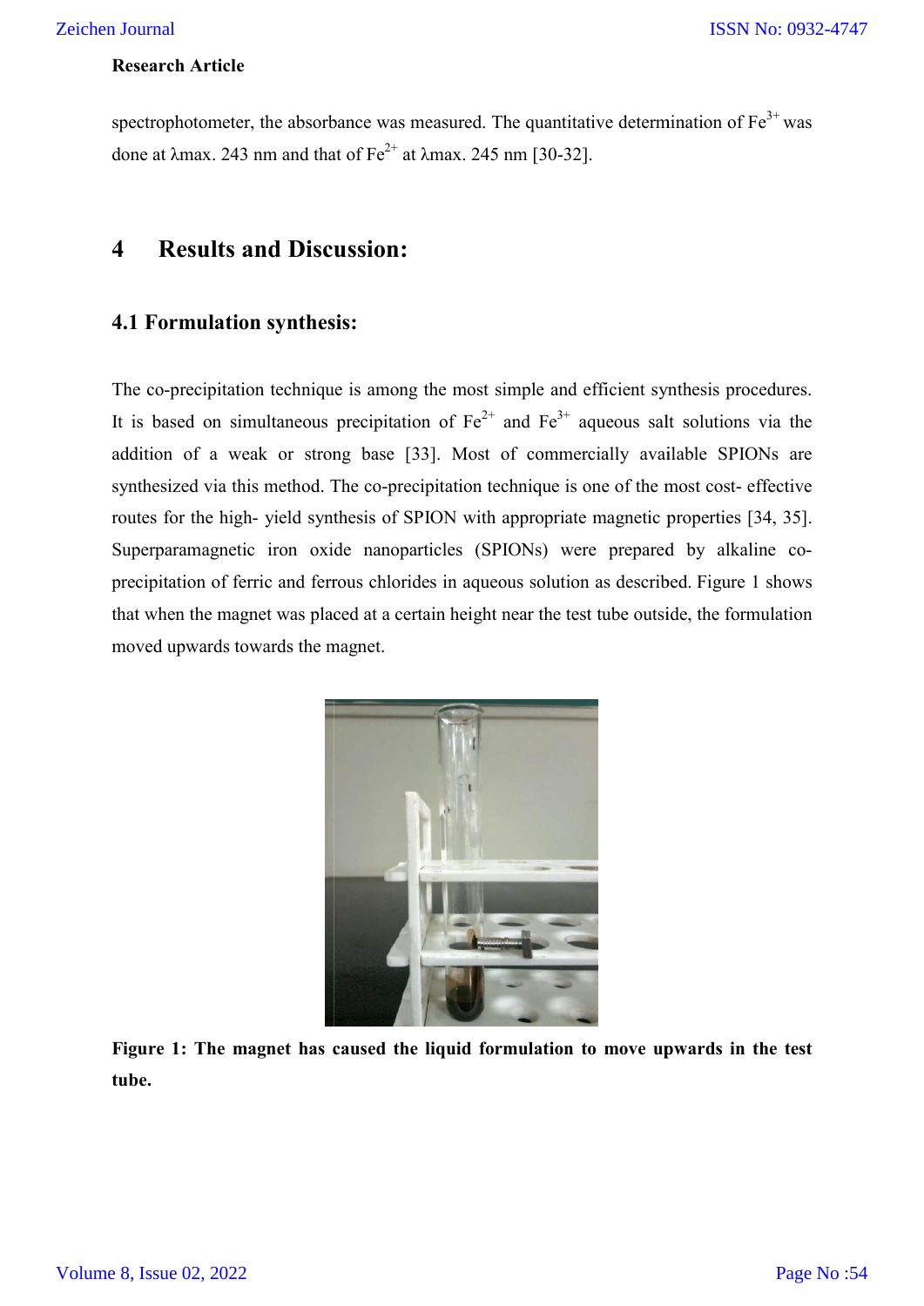spectrophotometer, the absorbance was measured. The quantitative determination of $Fe^{3+}$ was done at λmax. 243 nm and that of $Fe^{2+}$ at λmax. 245 nm [30-32].

# 4 Results and Discussion:

## 4.1 Formulation synthesis:

The co-precipitation technique is among the most simple and efficient synthesis procedures. It is based on simultaneous precipitation of $Fe^{2+}$ and $Fe^{3+}$ aqueous salt solutions via the addition of a weak or strong base [33]. Most of commercially available SPIONs are synthesized via this method. The co-precipitation technique is one of the most cost- effective routes for the high- yield synthesis of SPION with appropriate magnetic properties [34, 35]. Superparamagnetic iron oxide nanoparticles (SPIONs) were prepared by alkaline co-precipitation of ferric and ferrous chlorides in aqueous solution as described. Figure 1 shows that when the magnet was placed at a certain height near the test tube outside, the formulation moved upwards towards the magnet.

**Figure 1: The magnet has caused the liquid formulation to move upwards in the test tube.**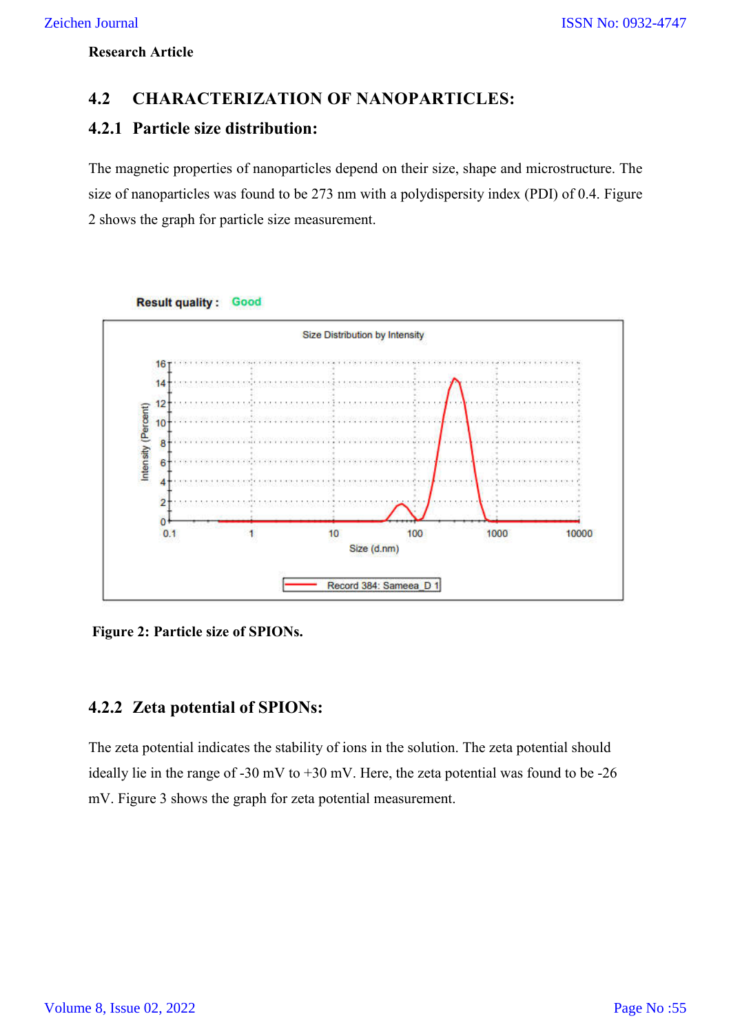**Research Article**

## 4.2 CHARACTERIZATION OF NANOPARTICLES:

### 4.2.1 Particle size distribution:

The magnetic properties of nanoparticles depend on their size, shape and microstructure. The size of nanoparticles was found to be 273 nm with a polydispersity index (PDI) of 0.4. Figure 2 shows the graph for particle size measurement.

**Figure 2: Particle size of SPIONs.**

### 4.2.2 Zeta potential of SPIONs:

The zeta potential indicates the stability of ions in the solution. The zeta potential should ideally lie in the range of -30 mV to +30 mV. Here, the zeta potential was found to be -26 mV. Figure 3 shows the graph for zeta potential measurement.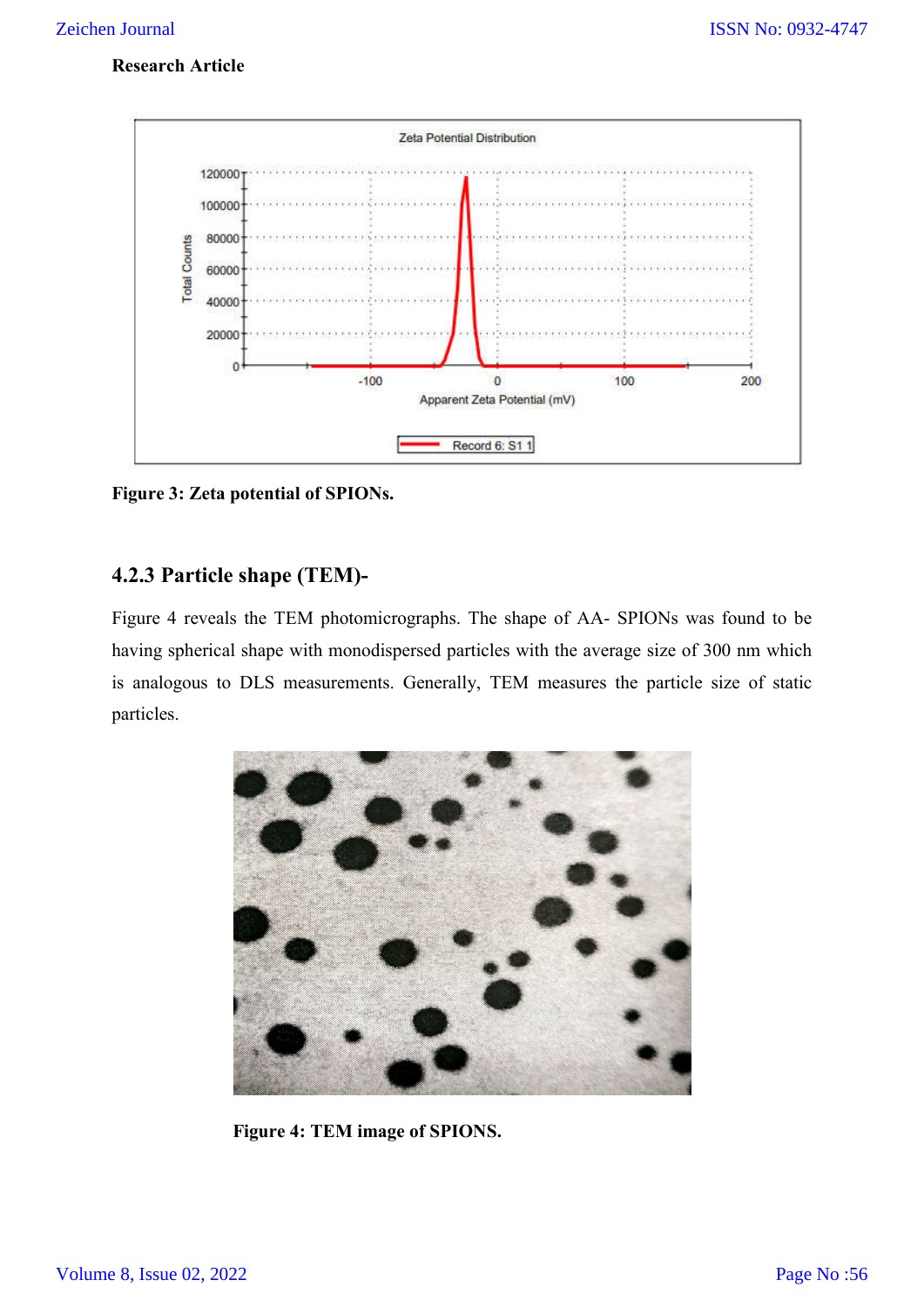**Research Article**

Figure 3: Zeta potential of SPIONs.

### 4.2.3 Particle shape (TEM)-

Figure 4 reveals the TEM photomicrographs. The shape of AA- SPIONs was found to be having spherical shape with monodispersed particles with the average size of 300 nm which is analogous to DLS measurements. Generally, TEM measures the particle size of static particles.

Figure 4: TEM image of SPIONS.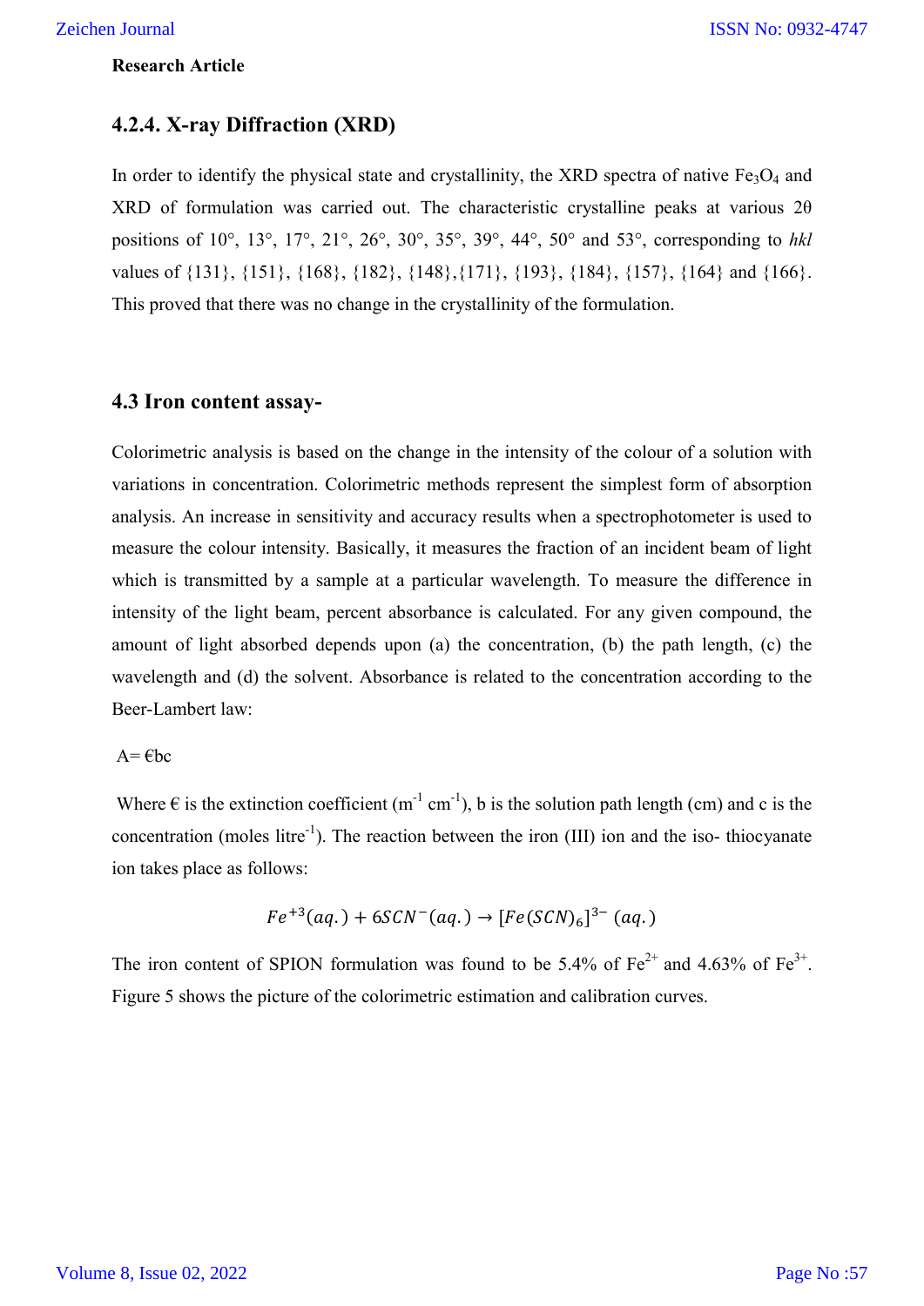**Research Article**

### 4.2.4. X-ray Diffraction (XRD)

In order to identify the physical state and crystallinity, the XRD spectra of native $Fe_3O_4$ and XRD of formulation was carried out. The characteristic crystalline peaks at various 2θ positions of 10°, 13°, 17°, 21°, 26°, 30°, 35°, 39°, 44°, 50° and 53°, corresponding to *hkl* values of {131}, {151}, {168}, {182}, {148},{171}, {193}, {184}, {157}, {164} and {166}. This proved that there was no change in the crystallinity of the formulation.

## 4.3 Iron content assay-

Colorimetric analysis is based on the change in the intensity of the colour of a solution with variations in concentration. Colorimetric methods represent the simplest form of absorption analysis. An increase in sensitivity and accuracy results when a spectrophotometer is used to measure the colour intensity. Basically, it measures the fraction of an incident beam of light which is transmitted by a sample at a particular wavelength. To measure the difference in intensity of the light beam, percent absorbance is calculated. For any given compound, the amount of light absorbed depends upon (a) the concentration, (b) the path length, (c) the wavelength and (d) the solvent. Absorbance is related to the concentration according to the Beer-Lambert law:

A= €bc

Where € is the extinction coefficient ($m^{-1}$ $cm^{-1}$), b is the solution path length (cm) and c is the concentration (moles $litre^{-1}$). The reaction between the iron (III) ion and the iso- thiocyanate ion takes place as follows:

$$Fe^{+3}(aq.) + 6SCN^{-}(aq.) \rightarrow [Fe(SCN)_6]^{3-}\ (aq.)$$

The iron content of SPION formulation was found to be 5.4% of $Fe^{2+}$ and 4.63% of $Fe^{3+}$. Figure 5 shows the picture of the colorimetric estimation and calibration curves.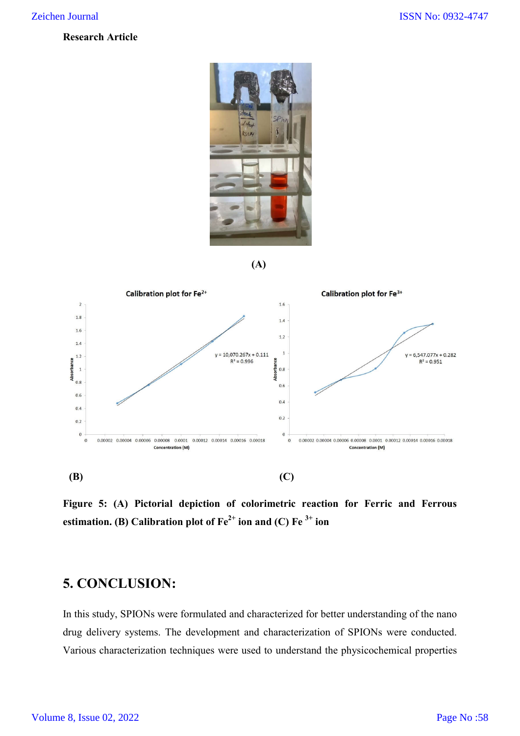**Research Article**

(A)

(B)

(C)

**Figure 5: (A) Pictorial depiction of colorimetric reaction for Ferric and Ferrous estimation. (B) Calibration plot of $Fe^{2+}$ ion and (C) $Fe^{3+}$ ion**

## 5. CONCLUSION:

In this study, SPIONs were formulated and characterized for better understanding of the nano drug delivery systems. The development and characterization of SPIONs were conducted. Various characterization techniques were used to understand the physicochemical properties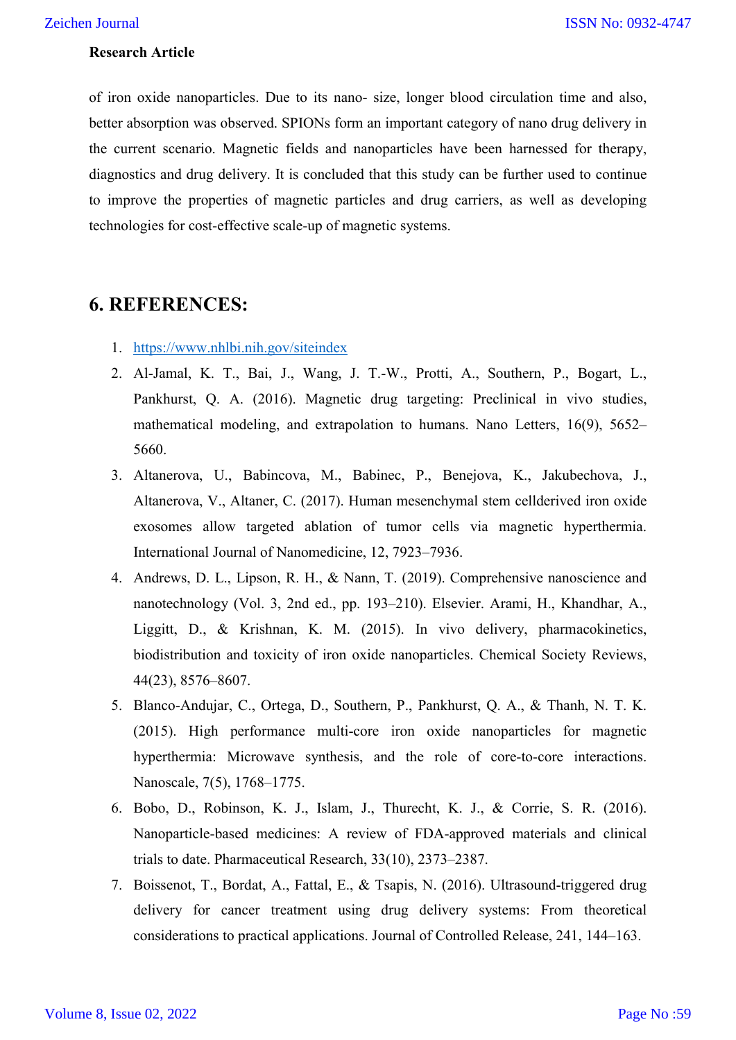of iron oxide nanoparticles. Due to its nano- size, longer blood circulation time and also, better absorption was observed. SPIONs form an important category of nano drug delivery in the current scenario. Magnetic fields and nanoparticles have been harnessed for therapy, diagnostics and drug delivery. It is concluded that this study can be further used to continue to improve the properties of magnetic particles and drug carriers, as well as developing technologies for cost-effective scale-up of magnetic systems.

## 6. REFERENCES:

1. https://www.nhlbi.nih.gov/siteindex
2. Al-Jamal, K. T., Bai, J., Wang, J. T.-W., Protti, A., Southern, P., Bogart, L., Pankhurst, Q. A. (2016). Magnetic drug targeting: Preclinical in vivo studies, mathematical modeling, and extrapolation to humans. Nano Letters, 16(9), 5652–5660.
3. Altanerova, U., Babincova, M., Babinec, P., Benejova, K., Jakubechova, J., Altanerova, V., Altaner, C. (2017). Human mesenchymal stem cellderived iron oxide exosomes allow targeted ablation of tumor cells via magnetic hyperthermia. International Journal of Nanomedicine, 12, 7923–7936.
4. Andrews, D. L., Lipson, R. H., & Nann, T. (2019). Comprehensive nanoscience and nanotechnology (Vol. 3, 2nd ed., pp. 193–210). Elsevier. Arami, H., Khandhar, A., Liggitt, D., & Krishnan, K. M. (2015). In vivo delivery, pharmacokinetics, biodistribution and toxicity of iron oxide nanoparticles. Chemical Society Reviews, 44(23), 8576–8607.
5. Blanco-Andujar, C., Ortega, D., Southern, P., Pankhurst, Q. A., & Thanh, N. T. K. (2015). High performance multi-core iron oxide nanoparticles for magnetic hyperthermia: Microwave synthesis, and the role of core-to-core interactions. Nanoscale, 7(5), 1768–1775.
6. Bobo, D., Robinson, K. J., Islam, J., Thurecht, K. J., & Corrie, S. R. (2016). Nanoparticle-based medicines: A review of FDA-approved materials and clinical trials to date. Pharmaceutical Research, 33(10), 2373–2387.
7. Boissenot, T., Bordat, A., Fattal, E., & Tsapis, N. (2016). Ultrasound-triggered drug delivery for cancer treatment using drug delivery systems: From theoretical considerations to practical applications. Journal of Controlled Release, 241, 144–163.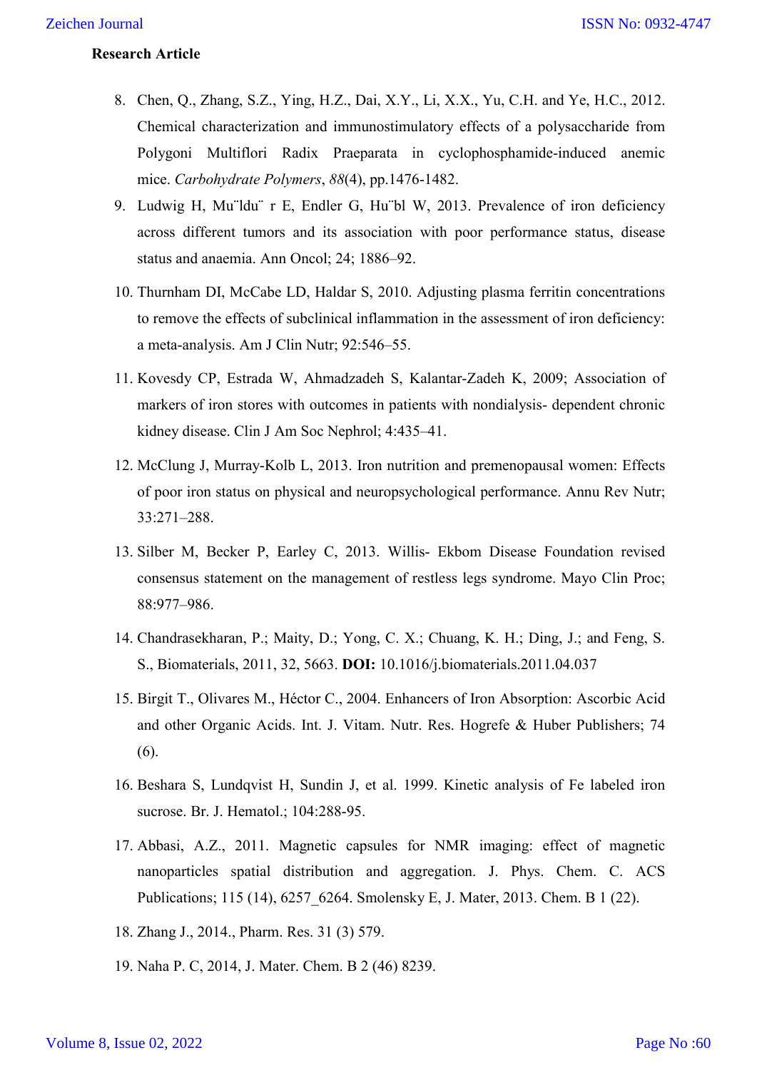8. Chen, Q., Zhang, S.Z., Ying, H.Z., Dai, X.Y., Li, X.X., Yu, C.H. and Ye, H.C., 2012. Chemical characterization and immunostimulatory effects of a polysaccharide from Polygoni Multiflori Radix Praeparata in cyclophosphamide-induced anemic mice. *Carbohydrate Polymers*, *88*(4), pp.1476-1482.
9. Ludwig H, Mu¨ldu¨ r E, Endler G, Hu¨bl W, 2013. Prevalence of iron deficiency across different tumors and its association with poor performance status, disease status and anaemia. Ann Oncol; 24; 1886–92.
10. Thurnham DI, McCabe LD, Haldar S, 2010. Adjusting plasma ferritin concentrations to remove the effects of subclinical inflammation in the assessment of iron deficiency: a meta-analysis. Am J Clin Nutr; 92:546–55.
11. Kovesdy CP, Estrada W, Ahmadzadeh S, Kalantar-Zadeh K, 2009; Association of markers of iron stores with outcomes in patients with nondialysis- dependent chronic kidney disease. Clin J Am Soc Nephrol; 4:435–41.
12. McClung J, Murray-Kolb L, 2013. Iron nutrition and premenopausal women: Effects of poor iron status on physical and neuropsychological performance. Annu Rev Nutr; 33:271–288.
13. Silber M, Becker P, Earley C, 2013. Willis- Ekbom Disease Foundation revised consensus statement on the management of restless legs syndrome. Mayo Clin Proc; 88:977–986.
14. Chandrasekharan, P.; Maity, D.; Yong, C. X.; Chuang, K. H.; Ding, J.; and Feng, S. S., Biomaterials, 2011, 32, 5663. **DOI:** 10.1016/j.biomaterials.2011.04.037
15. Birgit T., Olivares M., Héctor C., 2004. Enhancers of Iron Absorption: Ascorbic Acid and other Organic Acids. Int. J. Vitam. Nutr. Res. Hogrefe & Huber Publishers; 74 (6).
16. Beshara S, Lundqvist H, Sundin J, et al. 1999. Kinetic analysis of Fe labeled iron sucrose. Br. J. Hematol.; 104:288-95.
17. Abbasi, A.Z., 2011. Magnetic capsules for NMR imaging: effect of magnetic nanoparticles spatial distribution and aggregation. J. Phys. Chem. C. ACS Publications; 115 (14), 6257_6264. Smolensky E, J. Mater, 2013. Chem. B 1 (22).
18. Zhang J., 2014., Pharm. Res. 31 (3) 579.
19. Naha P. C, 2014, J. Mater. Chem. B 2 (46) 8239.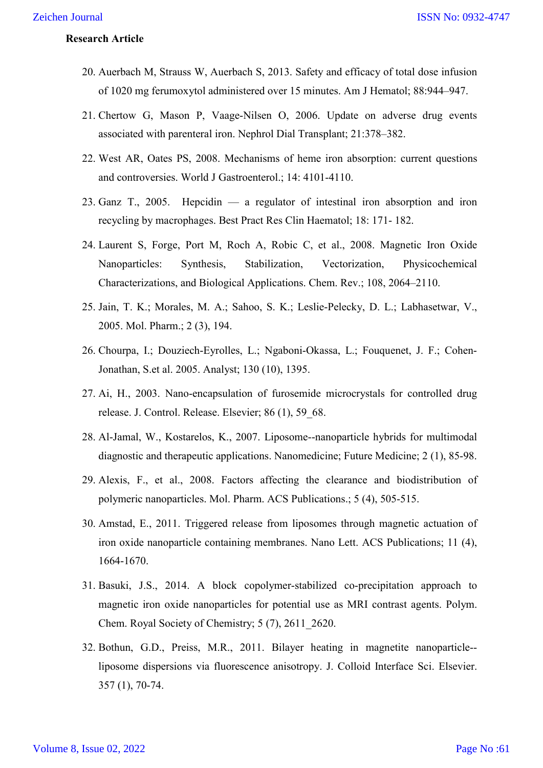20. Auerbach M, Strauss W, Auerbach S, 2013. Safety and efficacy of total dose infusion of 1020 mg ferumoxytol administered over 15 minutes. Am J Hematol; 88:944–947.
21. Chertow G, Mason P, Vaage-Nilsen O, 2006. Update on adverse drug events associated with parenteral iron. Nephrol Dial Transplant; 21:378–382.
22. West AR, Oates PS, 2008. Mechanisms of heme iron absorption: current questions and controversies. World J Gastroenterol.; 14: 4101-4110.
23. Ganz T., 2005. Hepcidin — a regulator of intestinal iron absorption and iron recycling by macrophages. Best Pract Res Clin Haematol; 18: 171- 182.
24. Laurent S, Forge, Port M, Roch A, Robic C, et al., 2008. Magnetic Iron Oxide Nanoparticles: Synthesis, Stabilization, Vectorization, Physicochemical Characterizations, and Biological Applications. Chem. Rev.; 108, 2064–2110.
25. Jain, T. K.; Morales, M. A.; Sahoo, S. K.; Leslie-Pelecky, D. L.; Labhasetwar, V., 2005. Mol. Pharm.; 2 (3), 194.
26. Chourpa, I.; Douziech-Eyrolles, L.; Ngaboni-Okassa, L.; Fouquenet, J. F.; Cohen-Jonathan, S.et al. 2005. Analyst; 130 (10), 1395.
27. Ai, H., 2003. Nano-encapsulation of furosemide microcrystals for controlled drug release. J. Control. Release. Elsevier; 86 (1), 59_68.
28. Al-Jamal, W., Kostarelos, K., 2007. Liposome--nanoparticle hybrids for multimodal diagnostic and therapeutic applications. Nanomedicine; Future Medicine; 2 (1), 85-98.
29. Alexis, F., et al., 2008. Factors affecting the clearance and biodistribution of polymeric nanoparticles. Mol. Pharm. ACS Publications.; 5 (4), 505-515.
30. Amstad, E., 2011. Triggered release from liposomes through magnetic actuation of iron oxide nanoparticle containing membranes. Nano Lett. ACS Publications; 11 (4), 1664-1670.
31. Basuki, J.S., 2014. A block copolymer-stabilized co-precipitation approach to magnetic iron oxide nanoparticles for potential use as MRI contrast agents. Polym. Chem. Royal Society of Chemistry; 5 (7), 2611_2620.
32. Bothun, G.D., Preiss, M.R., 2011. Bilayer heating in magnetite nanoparticle--liposome dispersions via fluorescence anisotropy. J. Colloid Interface Sci. Elsevier. 357 (1), 70-74.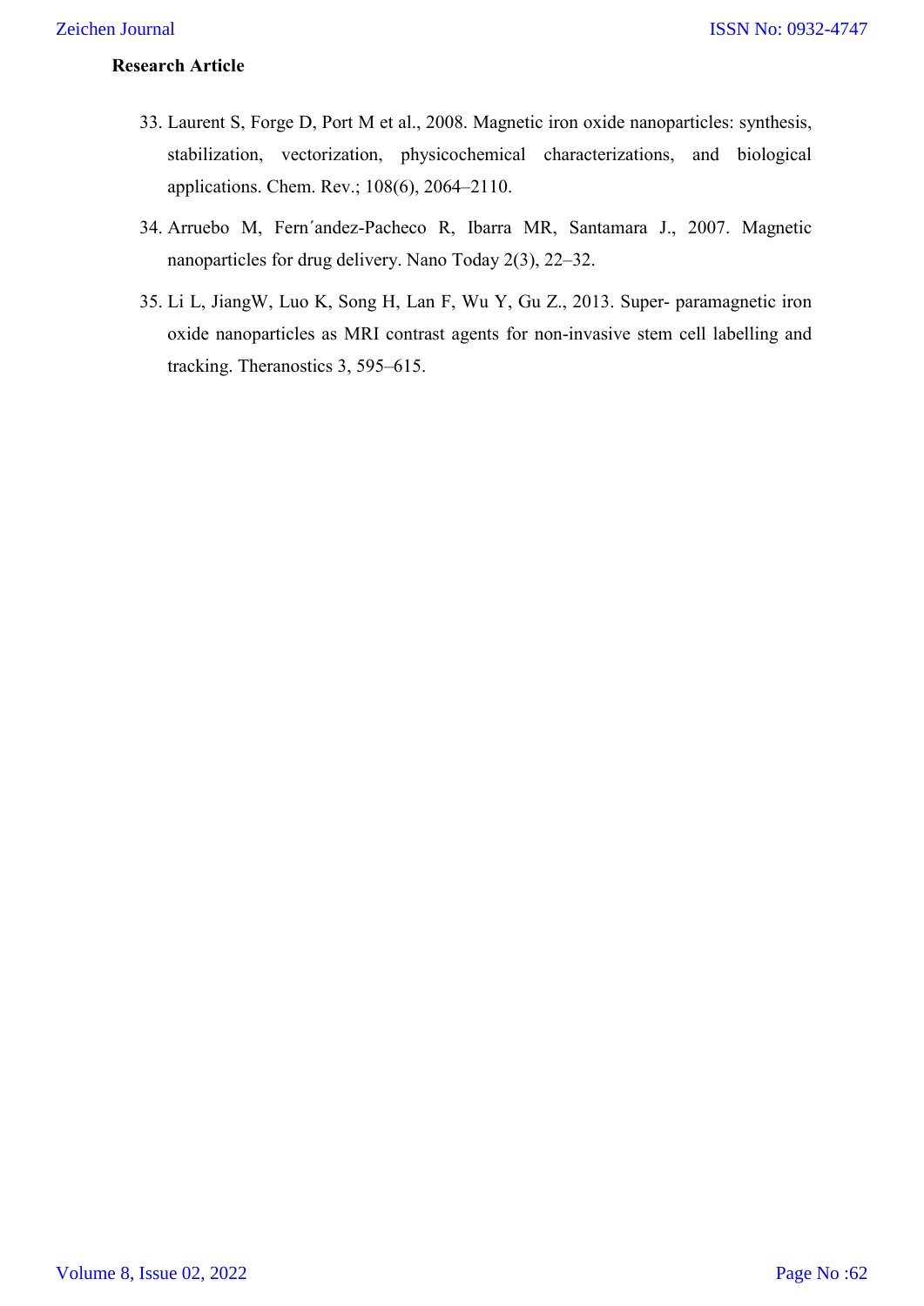33. Laurent S, Forge D, Port M et al., 2008. Magnetic iron oxide nanoparticles: synthesis, stabilization, vectorization, physicochemical characterizations, and biological applications. Chem. Rev.; 108(6), 2064–2110.
34. Arruebo M, Fern´andez-Pacheco R, Ibarra MR, Santamara J., 2007. Magnetic nanoparticles for drug delivery. Nano Today 2(3), 22–32.
35. Li L, JiangW, Luo K, Song H, Lan F, Wu Y, Gu Z., 2013. Super- paramagnetic iron oxide nanoparticles as MRI contrast agents for non-invasive stem cell labelling and tracking. Theranostics 3, 595–615.